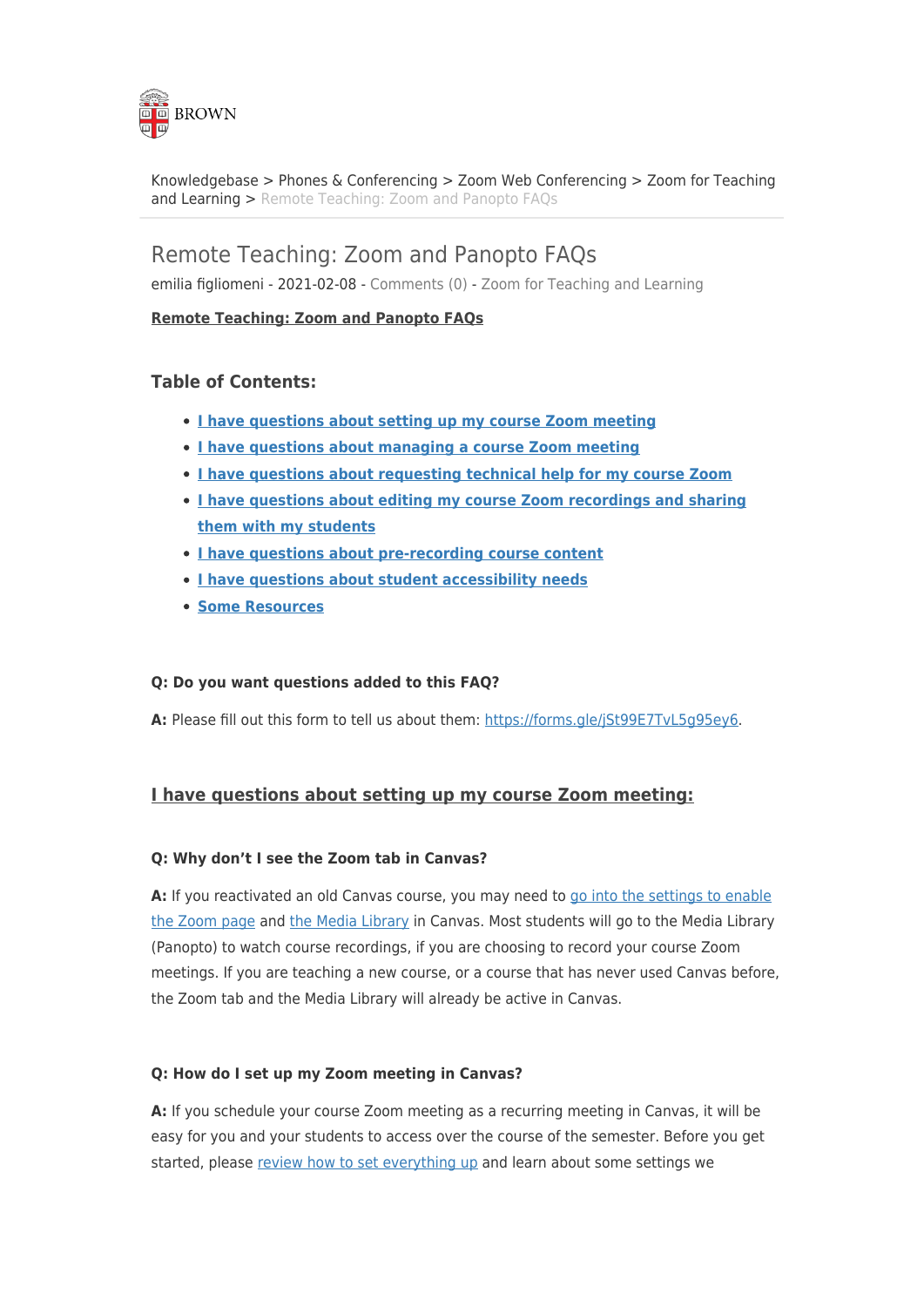BROWN

Knowledgebase > Phones & Conferencing > Zoom Web Conferencing > Zoom for Teaching and Learning > Remote Teaching: Zoom and Panopto FAQs

# Remote Teaching: Zoom and Panopto FAQs

emilia figliomeni - 2021-02-08 - Comments (0) - Zoom for Teaching and Learning

**Remote Teaching: Zoom and Panopto FAQs**

### Table of Contents:

- **I have questions about setting up my course Zoom meeting**
- **I have questions about managing a course Zoom meeting**
- **I have questions about requesting technical help for my course Zoom**
- **I have questions about editing my course Zoom recordings and sharing them with my students**
- **I have questions about pre-recording course content**
- **I have questions about student accessibility needs**
- **Some Resources**

**Q: Do you want questions added to this FAQ?**

**A:** Please fill out this form to tell us about them: https://forms.gle/jSt99E7TvL5g95ey6.

## I have questions about setting up my course Zoom meeting:

**Q: Why don't I see the Zoom tab in Canvas?**

**A:** If you reactivated an old Canvas course, you may need to go into the settings to enable the Zoom page and the Media Library in Canvas. Most students will go to the Media Library (Panopto) to watch course recordings, if you are choosing to record your course Zoom meetings. If you are teaching a new course, or a course that has never used Canvas before, the Zoom tab and the Media Library will already be active in Canvas.

**Q: How do I set up my Zoom meeting in Canvas?**

**A:** If you schedule your course Zoom meeting as a recurring meeting in Canvas, it will be easy for you and your students to access over the course of the semester. Before you get started, please review how to set everything up and learn about some settings we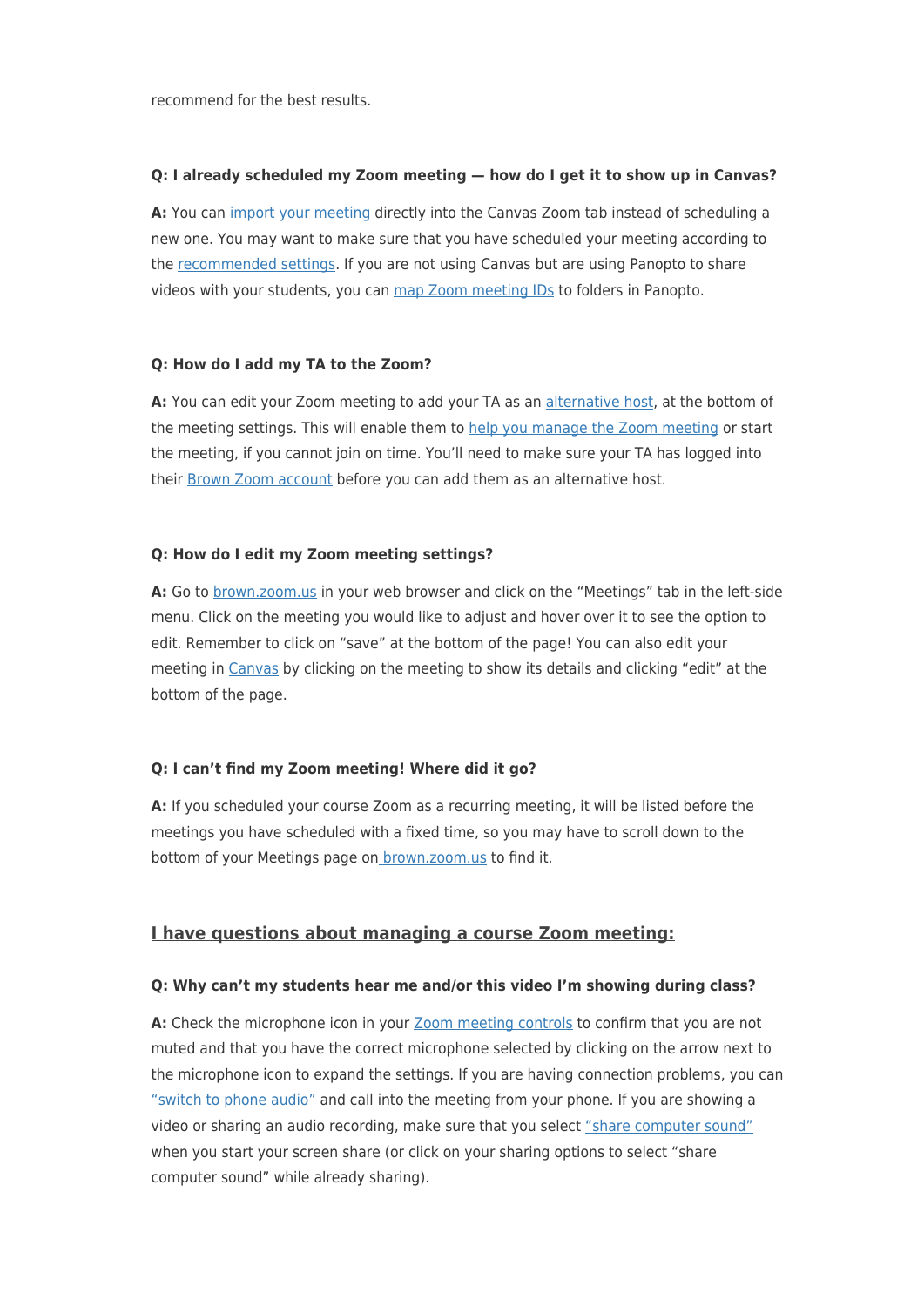recommend for the best results.

**Q: I already scheduled my Zoom meeting — how do I get it to show up in Canvas?**

**A:** You can import your meeting directly into the Canvas Zoom tab instead of scheduling a new one. You may want to make sure that you have scheduled your meeting according to the recommended settings. If you are not using Canvas but are using Panopto to share videos with your students, you can map Zoom meeting IDs to folders in Panopto.

**Q: How do I add my TA to the Zoom?**

**A:** You can edit your Zoom meeting to add your TA as an alternative host, at the bottom of the meeting settings. This will enable them to help you manage the Zoom meeting or start the meeting, if you cannot join on time. You'll need to make sure your TA has logged into their Brown Zoom account before you can add them as an alternative host.

**Q: How do I edit my Zoom meeting settings?**

**A:** Go to brown.zoom.us in your web browser and click on the "Meetings" tab in the left-side menu. Click on the meeting you would like to adjust and hover over it to see the option to edit. Remember to click on "save" at the bottom of the page! You can also edit your meeting in Canvas by clicking on the meeting to show its details and clicking "edit" at the bottom of the page.

**Q: I can't find my Zoom meeting! Where did it go?**

**A:** If you scheduled your course Zoom as a recurring meeting, it will be listed before the meetings you have scheduled with a fixed time, so you may have to scroll down to the bottom of your Meetings page on brown.zoom.us to find it.

## I have questions about managing a course Zoom meeting:

**Q: Why can't my students hear me and/or this video I'm showing during class?**

**A:** Check the microphone icon in your Zoom meeting controls to confirm that you are not muted and that you have the correct microphone selected by clicking on the arrow next to the microphone icon to expand the settings. If you are having connection problems, you can "switch to phone audio" and call into the meeting from your phone. If you are showing a video or sharing an audio recording, make sure that you select "share computer sound" when you start your screen share (or click on your sharing options to select "share computer sound" while already sharing).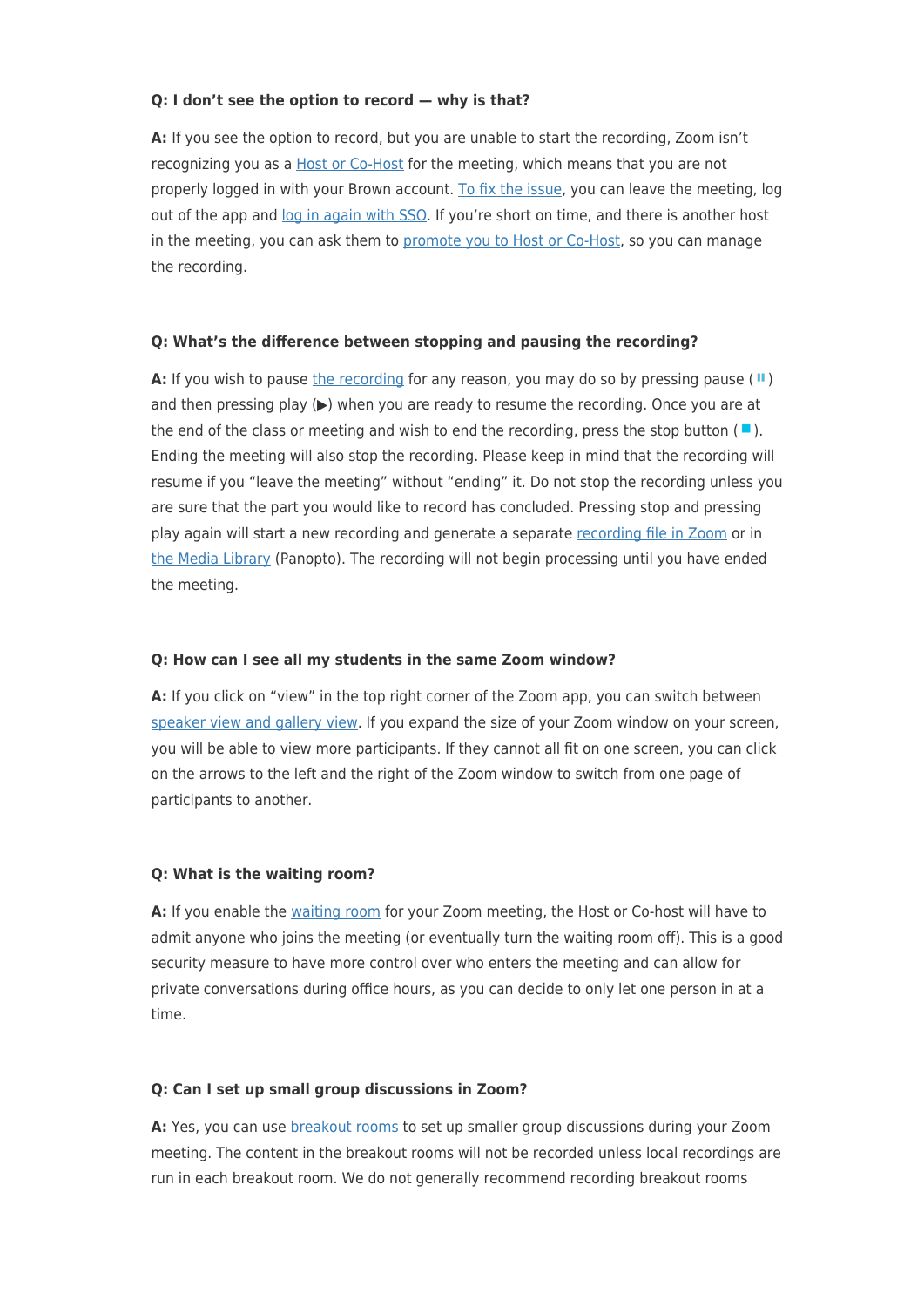**Q: I don't see the option to record — why is that?**

**A:** If you see the option to record, but you are unable to start the recording, Zoom isn't recognizing you as a Host or Co-Host for the meeting, which means that you are not properly logged in with your Brown account. To fix the issue, you can leave the meeting, log out of the app and log in again with SSO. If you're short on time, and there is another host in the meeting, you can ask them to promote you to Host or Co-Host, so you can manage the recording.

**Q: What's the difference between stopping and pausing the recording?**

**A:** If you wish to pause the recording for any reason, you may do so by pressing pause ( ⏸ ) and then pressing play (▶) when you are ready to resume the recording. Once you are at the end of the class or meeting and wish to end the recording, press the stop button ( ■ ). Ending the meeting will also stop the recording. Please keep in mind that the recording will resume if you "leave the meeting" without "ending" it. Do not stop the recording unless you are sure that the part you would like to record has concluded. Pressing stop and pressing play again will start a new recording and generate a separate recording file in Zoom or in the Media Library (Panopto). The recording will not begin processing until you have ended the meeting.

**Q: How can I see all my students in the same Zoom window?**

**A:** If you click on "view" in the top right corner of the Zoom app, you can switch between speaker view and gallery view. If you expand the size of your Zoom window on your screen, you will be able to view more participants. If they cannot all fit on one screen, you can click on the arrows to the left and the right of the Zoom window to switch from one page of participants to another.

**Q: What is the waiting room?**

**A:** If you enable the waiting room for your Zoom meeting, the Host or Co-host will have to admit anyone who joins the meeting (or eventually turn the waiting room off). This is a good security measure to have more control over who enters the meeting and can allow for private conversations during office hours, as you can decide to only let one person in at a time.

**Q: Can I set up small group discussions in Zoom?**

**A:** Yes, you can use breakout rooms to set up smaller group discussions during your Zoom meeting. The content in the breakout rooms will not be recorded unless local recordings are run in each breakout room. We do not generally recommend recording breakout rooms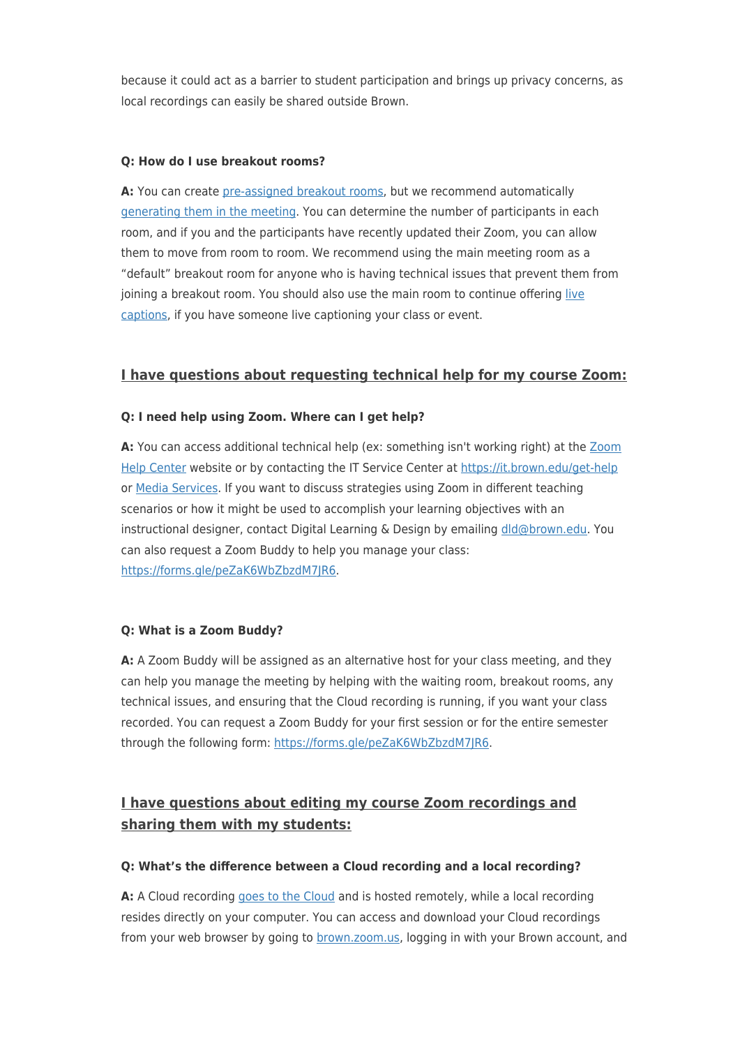because it could act as a barrier to student participation and brings up privacy concerns, as local recordings can easily be shared outside Brown.

**Q: How do I use breakout rooms?**

**A:** You can create pre-assigned breakout rooms, but we recommend automatically generating them in the meeting. You can determine the number of participants in each room, and if you and the participants have recently updated their Zoom, you can allow them to move from room to room. We recommend using the main meeting room as a "default" breakout room for anyone who is having technical issues that prevent them from joining a breakout room. You should also use the main room to continue offering live captions, if you have someone live captioning your class or event.

## I have questions about requesting technical help for my course Zoom:

**Q: I need help using Zoom. Where can I get help?**

**A:** You can access additional technical help (ex: something isn't working right) at the Zoom Help Center website or by contacting the IT Service Center at https://it.brown.edu/get-help or Media Services. If you want to discuss strategies using Zoom in different teaching scenarios or how it might be used to accomplish your learning objectives with an instructional designer, contact Digital Learning & Design by emailing dld@brown.edu. You can also request a Zoom Buddy to help you manage your class: https://forms.gle/peZaK6WbZbzdM7JR6.

**Q: What is a Zoom Buddy?**

**A:** A Zoom Buddy will be assigned as an alternative host for your class meeting, and they can help you manage the meeting by helping with the waiting room, breakout rooms, any technical issues, and ensuring that the Cloud recording is running, if you want your class recorded. You can request a Zoom Buddy for your first session or for the entire semester through the following form: https://forms.gle/peZaK6WbZbzdM7JR6.

## I have questions about editing my course Zoom recordings and sharing them with my students:

**Q: What's the difference between a Cloud recording and a local recording?**

**A:** A Cloud recording goes to the Cloud and is hosted remotely, while a local recording resides directly on your computer. You can access and download your Cloud recordings from your web browser by going to brown.zoom.us, logging in with your Brown account, and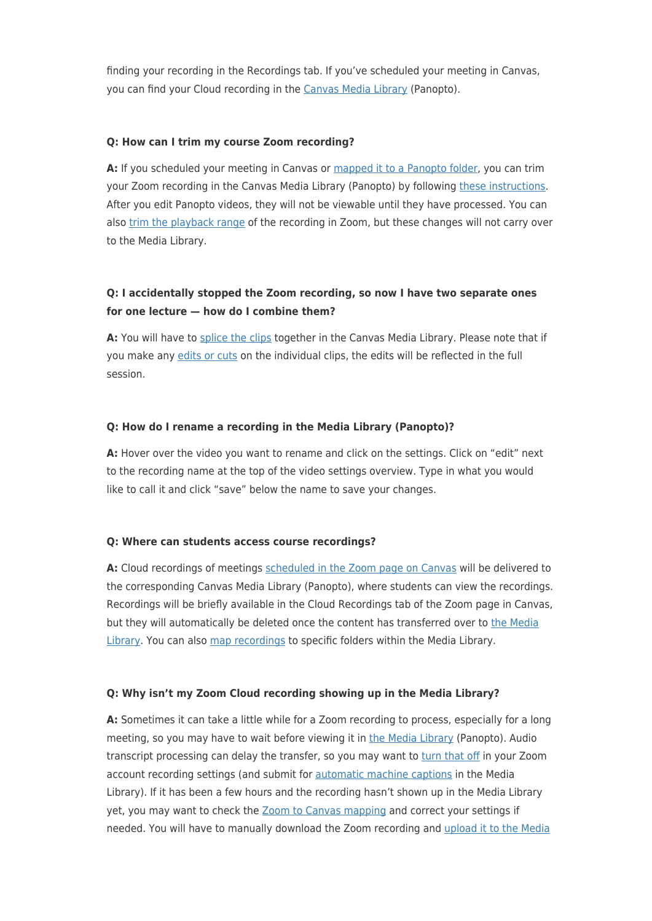finding your recording in the Recordings tab. If you've scheduled your meeting in Canvas, you can find your Cloud recording in the Canvas Media Library (Panopto).

#### Q: How can I trim my course Zoom recording?

**A:** If you scheduled your meeting in Canvas or mapped it to a Panopto folder, you can trim your Zoom recording in the Canvas Media Library (Panopto) by following these instructions. After you edit Panopto videos, they will not be viewable until they have processed. You can also trim the playback range of the recording in Zoom, but these changes will not carry over to the Media Library.

#### Q: I accidentally stopped the Zoom recording, so now I have two separate ones for one lecture — how do I combine them?

**A:** You will have to splice the clips together in the Canvas Media Library. Please note that if you make any edits or cuts on the individual clips, the edits will be reflected in the full session.

#### Q: How do I rename a recording in the Media Library (Panopto)?

**A:** Hover over the video you want to rename and click on the settings. Click on "edit" next to the recording name at the top of the video settings overview. Type in what you would like to call it and click "save" below the name to save your changes.

#### Q: Where can students access course recordings?

**A:** Cloud recordings of meetings scheduled in the Zoom page on Canvas will be delivered to the corresponding Canvas Media Library (Panopto), where students can view the recordings. Recordings will be briefly available in the Cloud Recordings tab of the Zoom page in Canvas, but they will automatically be deleted once the content has transferred over to the Media Library. You can also map recordings to specific folders within the Media Library.

#### Q: Why isn't my Zoom Cloud recording showing up in the Media Library?

**A:** Sometimes it can take a little while for a Zoom recording to process, especially for a long meeting, so you may have to wait before viewing it in the Media Library (Panopto). Audio transcript processing can delay the transfer, so you may want to turn that off in your Zoom account recording settings (and submit for automatic machine captions in the Media Library). If it has been a few hours and the recording hasn't shown up in the Media Library yet, you may want to check the Zoom to Canvas mapping and correct your settings if needed. You will have to manually download the Zoom recording and upload it to the Media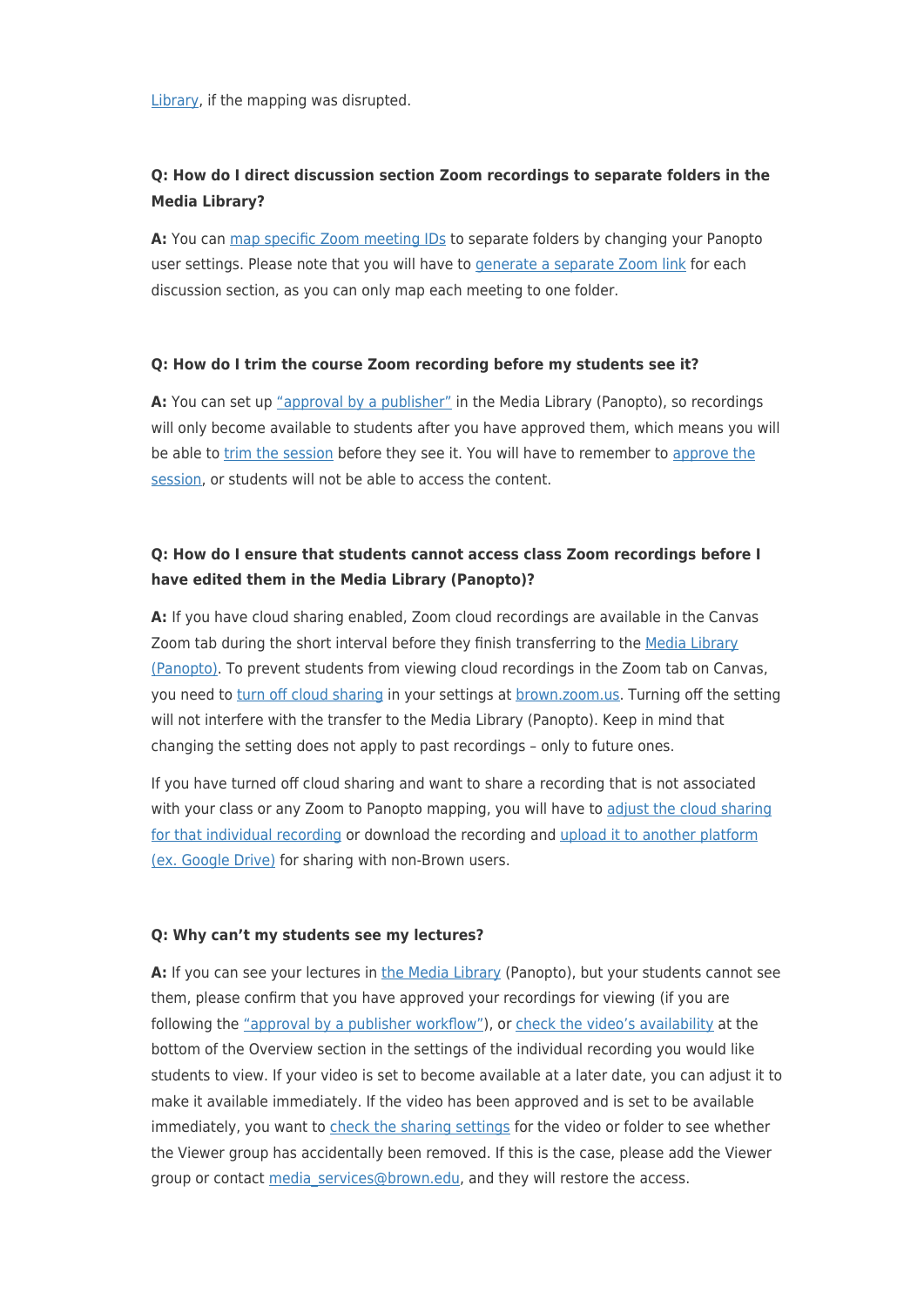Library, if the mapping was disrupted.

**Q: How do I direct discussion section Zoom recordings to separate folders in the Media Library?**

**A:** You can map specific Zoom meeting IDs to separate folders by changing your Panopto user settings. Please note that you will have to generate a separate Zoom link for each discussion section, as you can only map each meeting to one folder.

**Q: How do I trim the course Zoom recording before my students see it?**

**A:** You can set up "approval by a publisher" in the Media Library (Panopto), so recordings will only become available to students after you have approved them, which means you will be able to trim the session before they see it. You will have to remember to approve the session, or students will not be able to access the content.

**Q: How do I ensure that students cannot access class Zoom recordings before I have edited them in the Media Library (Panopto)?**

**A:** If you have cloud sharing enabled, Zoom cloud recordings are available in the Canvas Zoom tab during the short interval before they finish transferring to the Media Library (Panopto). To prevent students from viewing cloud recordings in the Zoom tab on Canvas, you need to turn off cloud sharing in your settings at brown.zoom.us. Turning off the setting will not interfere with the transfer to the Media Library (Panopto). Keep in mind that changing the setting does not apply to past recordings – only to future ones.

If you have turned off cloud sharing and want to share a recording that is not associated with your class or any Zoom to Panopto mapping, you will have to adjust the cloud sharing for that individual recording or download the recording and upload it to another platform (ex. Google Drive) for sharing with non-Brown users.

**Q: Why can't my students see my lectures?**

**A:** If you can see your lectures in the Media Library (Panopto), but your students cannot see them, please confirm that you have approved your recordings for viewing (if you are following the "approval by a publisher workflow"), or check the video's availability at the bottom of the Overview section in the settings of the individual recording you would like students to view. If your video is set to become available at a later date, you can adjust it to make it available immediately. If the video has been approved and is set to be available immediately, you want to check the sharing settings for the video or folder to see whether the Viewer group has accidentally been removed. If this is the case, please add the Viewer group or contact media_services@brown.edu, and they will restore the access.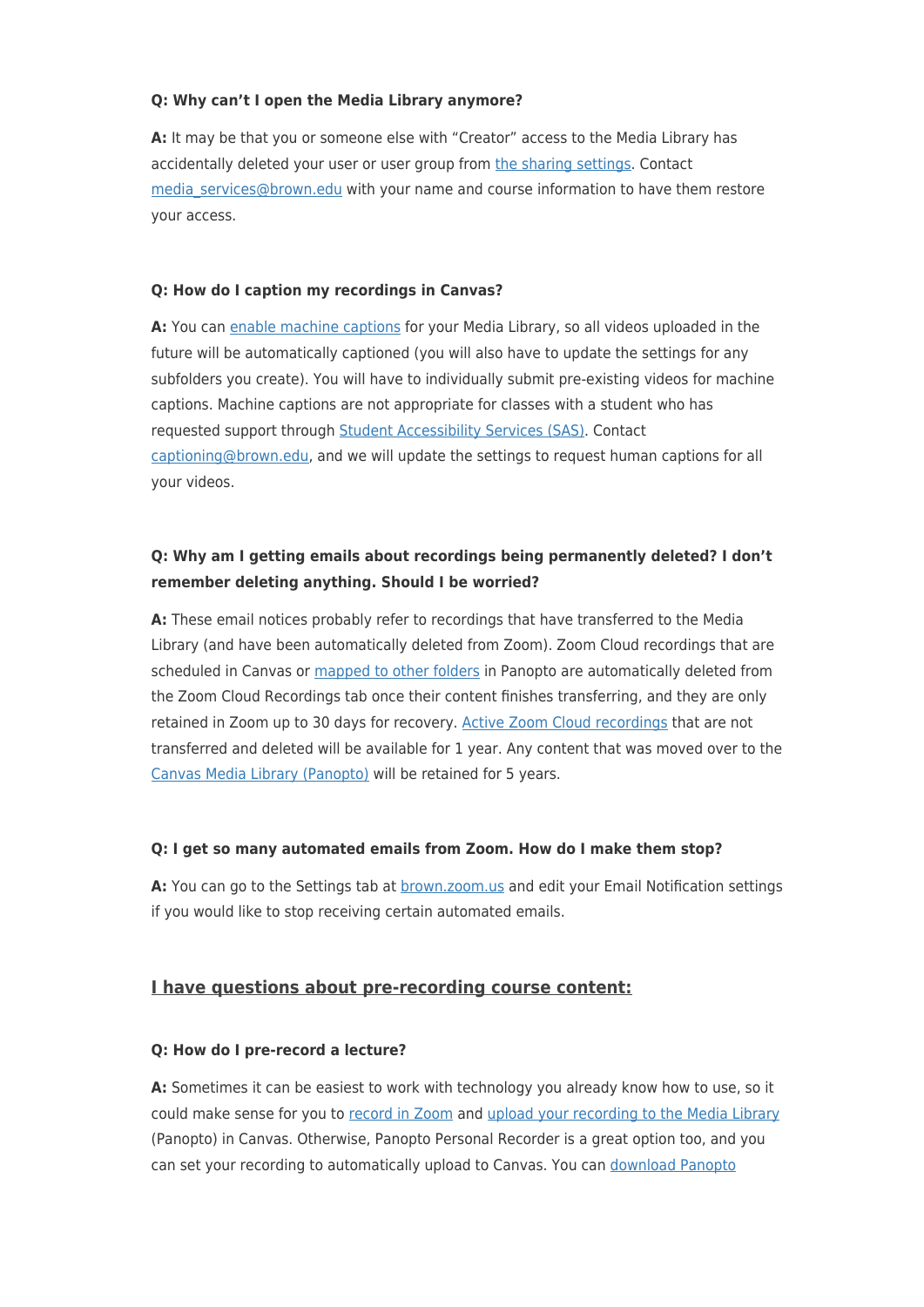**Q: Why can't I open the Media Library anymore?**

**A:** It may be that you or someone else with "Creator" access to the Media Library has accidentally deleted your user or user group from the sharing settings. Contact media_services@brown.edu with your name and course information to have them restore your access.

**Q: How do I caption my recordings in Canvas?**

**A:** You can enable machine captions for your Media Library, so all videos uploaded in the future will be automatically captioned (you will also have to update the settings for any subfolders you create). You will have to individually submit pre-existing videos for machine captions. Machine captions are not appropriate for classes with a student who has requested support through Student Accessibility Services (SAS). Contact captioning@brown.edu, and we will update the settings to request human captions for all your videos.

**Q: Why am I getting emails about recordings being permanently deleted? I don't remember deleting anything. Should I be worried?**

**A:** These email notices probably refer to recordings that have transferred to the Media Library (and have been automatically deleted from Zoom). Zoom Cloud recordings that are scheduled in Canvas or mapped to other folders in Panopto are automatically deleted from the Zoom Cloud Recordings tab once their content finishes transferring, and they are only retained in Zoom up to 30 days for recovery. Active Zoom Cloud recordings that are not transferred and deleted will be available for 1 year. Any content that was moved over to the Canvas Media Library (Panopto) will be retained for 5 years.

**Q: I get so many automated emails from Zoom. How do I make them stop?**

**A:** You can go to the Settings tab at brown.zoom.us and edit your Email Notification settings if you would like to stop receiving certain automated emails.

## I have questions about pre-recording course content:

**Q: How do I pre-record a lecture?**

**A:** Sometimes it can be easiest to work with technology you already know how to use, so it could make sense for you to record in Zoom and upload your recording to the Media Library (Panopto) in Canvas. Otherwise, Panopto Personal Recorder is a great option too, and you can set your recording to automatically upload to Canvas. You can download Panopto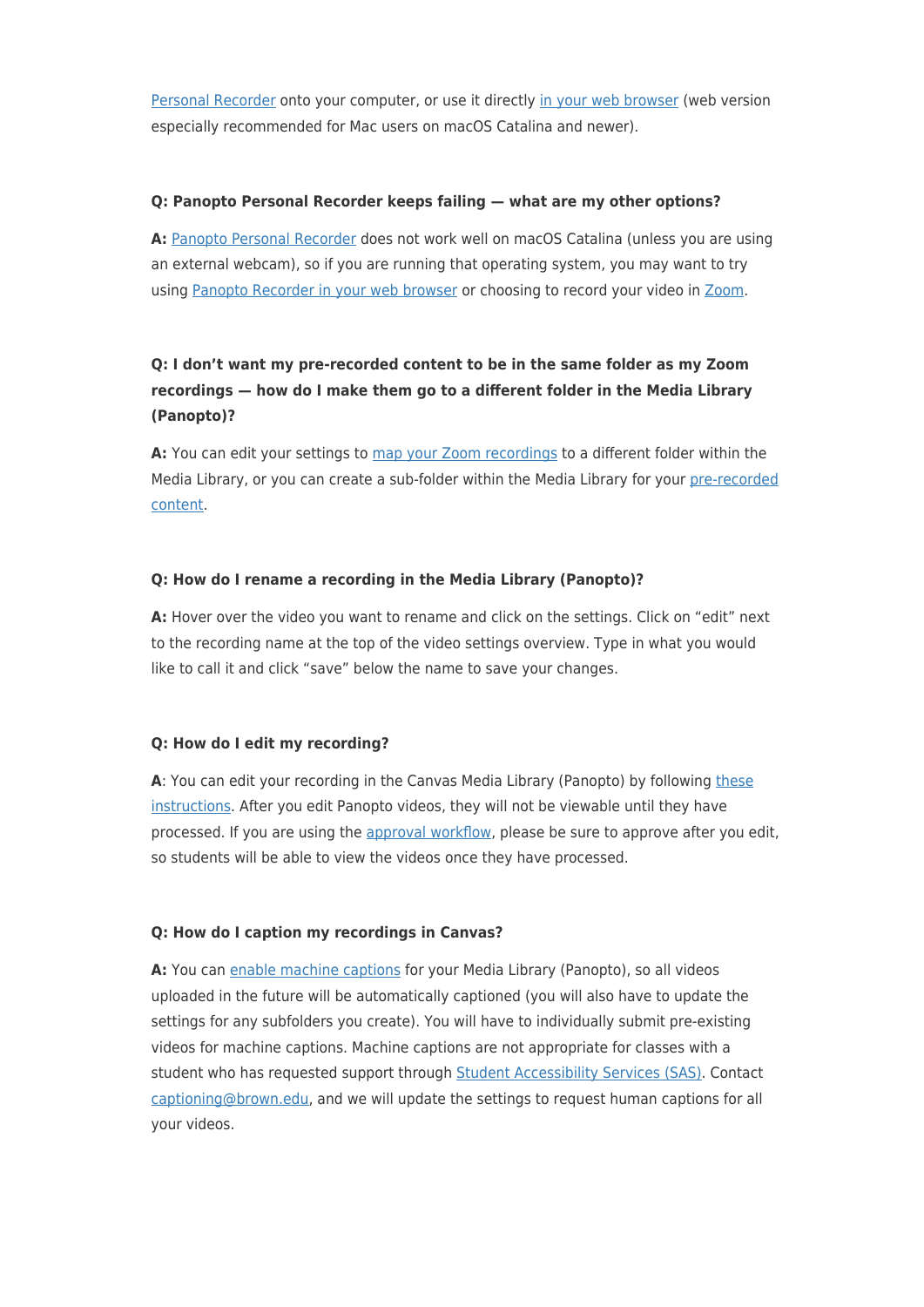Personal Recorder onto your computer, or use it directly in your web browser (web version especially recommended for Mac users on macOS Catalina and newer).

**Q: Panopto Personal Recorder keeps failing — what are my other options?**

**A:** Panopto Personal Recorder does not work well on macOS Catalina (unless you are using an external webcam), so if you are running that operating system, you may want to try using Panopto Recorder in your web browser or choosing to record your video in Zoom.

**Q: I don't want my pre-recorded content to be in the same folder as my Zoom recordings — how do I make them go to a different folder in the Media Library (Panopto)?**

**A:** You can edit your settings to map your Zoom recordings to a different folder within the Media Library, or you can create a sub-folder within the Media Library for your pre-recorded content.

**Q: How do I rename a recording in the Media Library (Panopto)?**

**A:** Hover over the video you want to rename and click on the settings. Click on "edit" next to the recording name at the top of the video settings overview. Type in what you would like to call it and click "save" below the name to save your changes.

**Q: How do I edit my recording?**

**A**: You can edit your recording in the Canvas Media Library (Panopto) by following these instructions. After you edit Panopto videos, they will not be viewable until they have processed. If you are using the approval workflow, please be sure to approve after you edit, so students will be able to view the videos once they have processed.

**Q: How do I caption my recordings in Canvas?**

**A:** You can enable machine captions for your Media Library (Panopto), so all videos uploaded in the future will be automatically captioned (you will also have to update the settings for any subfolders you create). You will have to individually submit pre-existing videos for machine captions. Machine captions are not appropriate for classes with a student who has requested support through Student Accessibility Services (SAS). Contact captioning@brown.edu, and we will update the settings to request human captions for all your videos.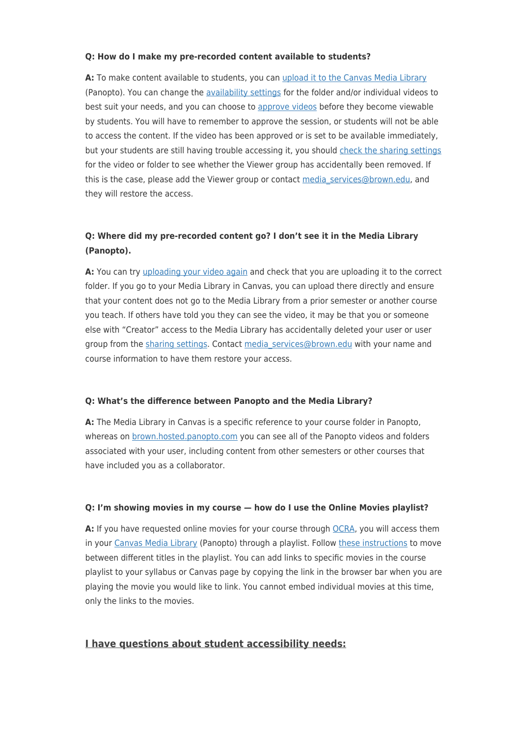**Q: How do I make my pre-recorded content available to students?**

**A:** To make content available to students, you can upload it to the Canvas Media Library (Panopto). You can change the availability settings for the folder and/or individual videos to best suit your needs, and you can choose to approve videos before they become viewable by students. You will have to remember to approve the session, or students will not be able to access the content. If the video has been approved or is set to be available immediately, but your students are still having trouble accessing it, you should check the sharing settings for the video or folder to see whether the Viewer group has accidentally been removed. If this is the case, please add the Viewer group or contact media_services@brown.edu, and they will restore the access.

**Q: Where did my pre-recorded content go? I don't see it in the Media Library (Panopto).**

**A:** You can try uploading your video again and check that you are uploading it to the correct folder. If you go to your Media Library in Canvas, you can upload there directly and ensure that your content does not go to the Media Library from a prior semester or another course you teach. If others have told you they can see the video, it may be that you or someone else with "Creator" access to the Media Library has accidentally deleted your user or user group from the sharing settings. Contact media_services@brown.edu with your name and course information to have them restore your access.

**Q: What's the difference between Panopto and the Media Library?**

**A:** The Media Library in Canvas is a specific reference to your course folder in Panopto, whereas on brown.hosted.panopto.com you can see all of the Panopto videos and folders associated with your user, including content from other semesters or other courses that have included you as a collaborator.

**Q: I'm showing movies in my course — how do I use the Online Movies playlist?**

**A:** If you have requested online movies for your course through OCRA, you will access them in your Canvas Media Library (Panopto) through a playlist. Follow these instructions to move between different titles in the playlist. You can add links to specific movies in the course playlist to your syllabus or Canvas page by copying the link in the browser bar when you are playing the movie you would like to link. You cannot embed individual movies at this time, only the links to the movies.

## I have questions about student accessibility needs: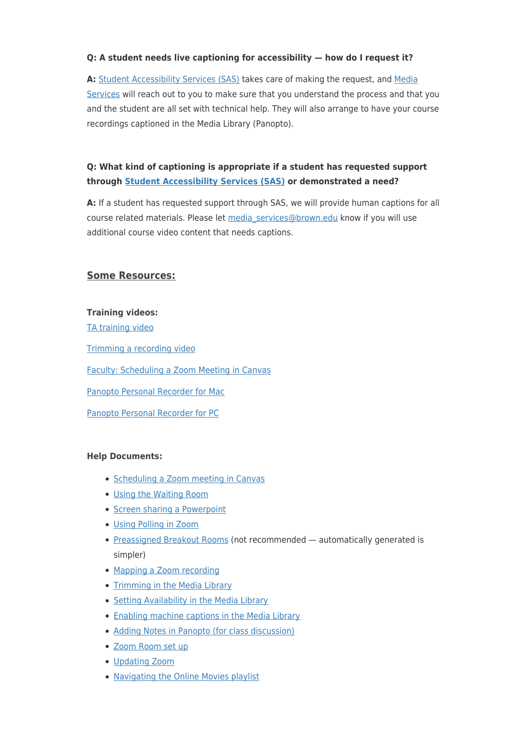**Q: A student needs live captioning for accessibility — how do I request it?**

**A:** Student Accessibility Services (SAS) takes care of making the request, and Media Services will reach out to you to make sure that you understand the process and that you and the student are all set with technical help. They will also arrange to have your course recordings captioned in the Media Library (Panopto).

**Q: What kind of captioning is appropriate if a student has requested support through Student Accessibility Services (SAS) or demonstrated a need?**

**A:** If a student has requested support through SAS, we will provide human captions for all course related materials. Please let media_services@brown.edu know if you will use additional course video content that needs captions.

## Some Resources:

**Training videos:**

TA training video

Trimming a recording video

Faculty: Scheduling a Zoom Meeting in Canvas

Panopto Personal Recorder for Mac

Panopto Personal Recorder for PC

**Help Documents:**

- Scheduling a Zoom meeting in Canvas
- Using the Waiting Room
- Screen sharing a Powerpoint
- Using Polling in Zoom
- Preassigned Breakout Rooms (not recommended — automatically generated is simpler)
- Mapping a Zoom recording
- Trimming in the Media Library
- Setting Availability in the Media Library
- Enabling machine captions in the Media Library
- Adding Notes in Panopto (for class discussion)
- Zoom Room set up
- Updating Zoom
- Navigating the Online Movies playlist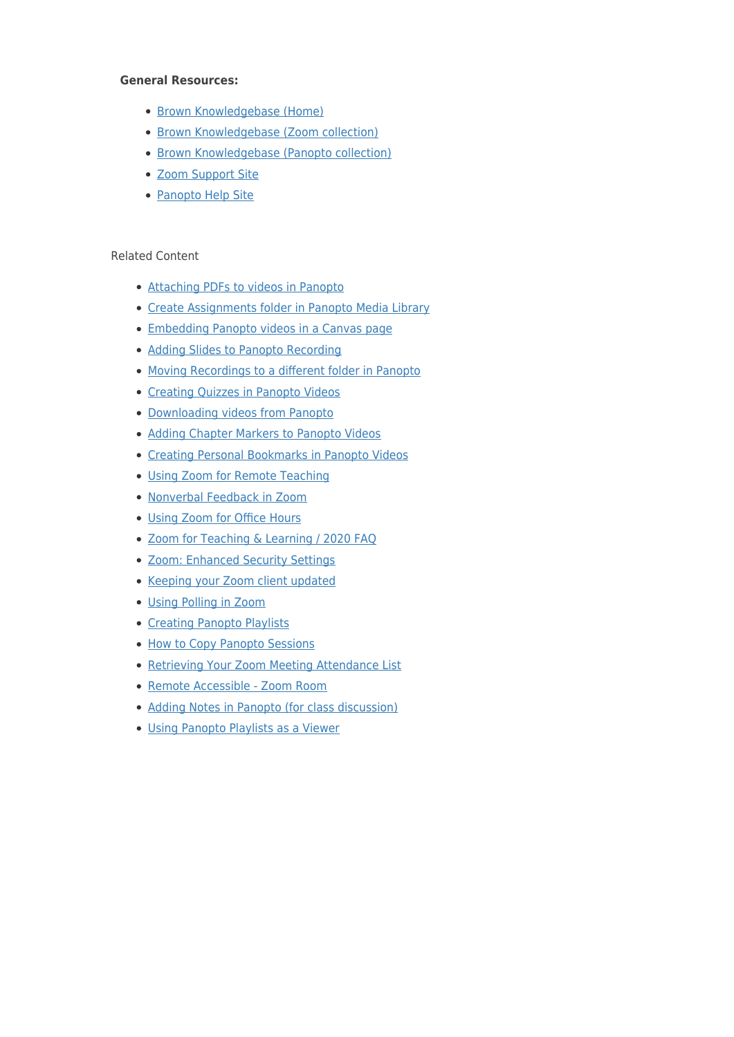**General Resources:**

- Brown Knowledgebase (Home)
- Brown Knowledgebase (Zoom collection)
- Brown Knowledgebase (Panopto collection)
- Zoom Support Site
- Panopto Help Site

Related Content

- Attaching PDFs to videos in Panopto
- Create Assignments folder in Panopto Media Library
- Embedding Panopto videos in a Canvas page
- Adding Slides to Panopto Recording
- Moving Recordings to a different folder in Panopto
- Creating Quizzes in Panopto Videos
- Downloading videos from Panopto
- Adding Chapter Markers to Panopto Videos
- Creating Personal Bookmarks in Panopto Videos
- Using Zoom for Remote Teaching
- Nonverbal Feedback in Zoom
- Using Zoom for Office Hours
- Zoom for Teaching & Learning / 2020 FAQ
- Zoom: Enhanced Security Settings
- Keeping your Zoom client updated
- Using Polling in Zoom
- Creating Panopto Playlists
- How to Copy Panopto Sessions
- Retrieving Your Zoom Meeting Attendance List
- Remote Accessible - Zoom Room
- Adding Notes in Panopto (for class discussion)
- Using Panopto Playlists as a Viewer